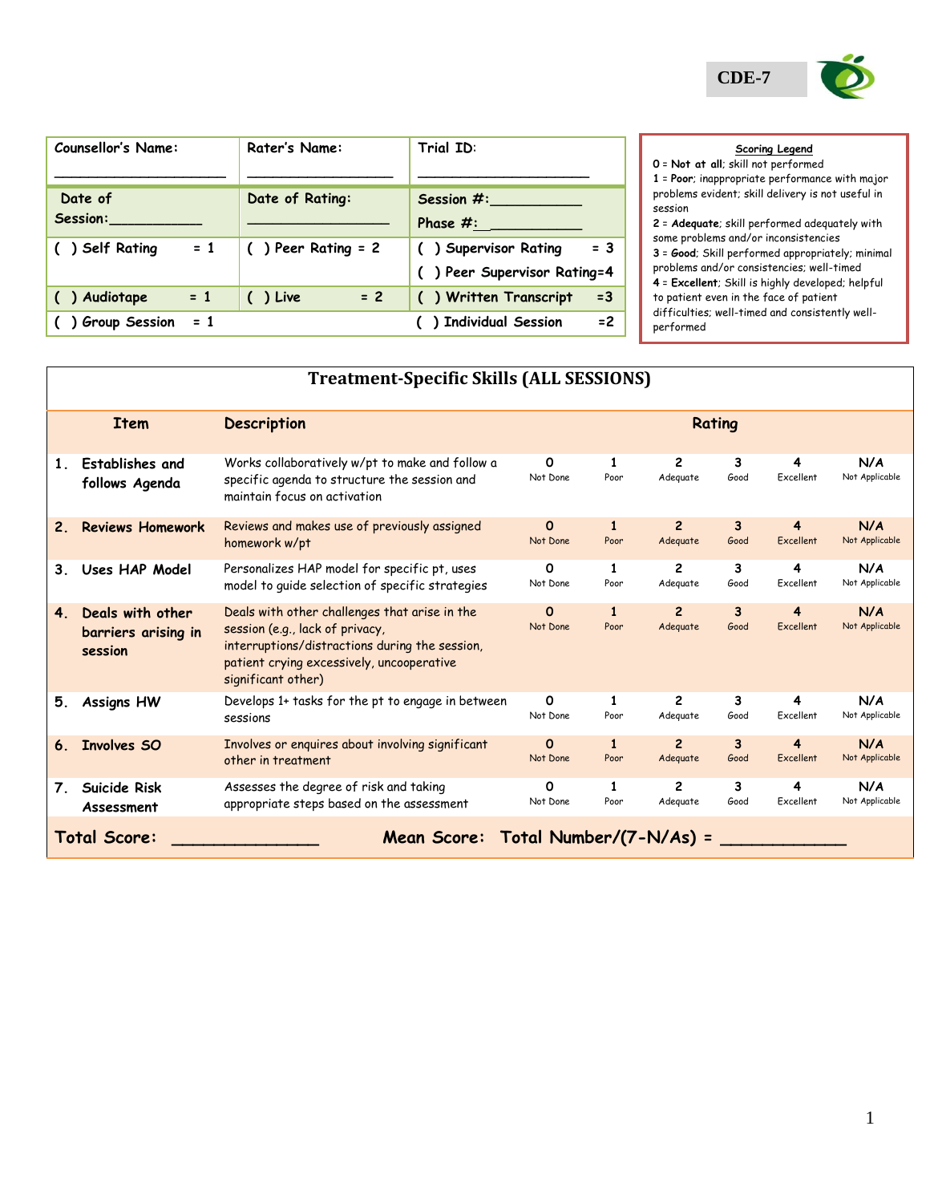CDE-7

| Counsellor's Name: ____________________ | Rater's Name: ________________ | Trial ID: ____________________ |
|---|---|---|
| Date of Session:__________ | Date of Rating: ________________ | Session #:__________ Phase #:__________ |
| ( ) Self Rating = 1 | ( ) Peer Rating = 2 | ( ) Supervisor Rating = 3 ( ) Peer Supervisor Rating=4 |
| ( ) Audiotape = 1 | ( ) Live = 2 | ( ) Written Transcript =3 |
| ( ) Group Session = 1 | | ( ) Individual Session =2 |

**Scoring Legend**

**0** = **Not at all**; skill not performed
**1** = **Poor**; inappropriate performance with major problems evident; skill delivery is not useful in session
**2** = **Adequate**; skill performed adequately with some problems and/or inconsistencies
**3** = **Good**; Skill performed appropriately; minimal problems and/or consistencies; well-timed
**4** = **Excellent**; Skill is highly developed; helpful to patient even in the face of patient difficulties; well-timed and consistently well-performed

## Treatment-Specific Skills (ALL SESSIONS)

| Item | Description | Rating | | | | | |
|---|---|---|---|---|---|---|---|
| **1. Establishes and follows Agenda** | Works collaboratively w/pt to make and follow a specific agenda to structure the session and maintain focus on activation | 0 Not Done | 1 Poor | 2 Adequate | 3 Good | 4 Excellent | N/A Not Applicable |
| **2. Reviews Homework** | Reviews and makes use of previously assigned homework w/pt | 0 Not Done | 1 Poor | 2 Adequate | 3 Good | 4 Excellent | N/A Not Applicable |
| **3. Uses HAP Model** | Personalizes HAP model for specific pt, uses model to guide selection of specific strategies | 0 Not Done | 1 Poor | 2 Adequate | 3 Good | 4 Excellent | N/A Not Applicable |
| **4. Deals with other barriers arising in session** | Deals with other challenges that arise in the session (e.g., lack of privacy, interruptions/distractions during the session, patient crying excessively, uncooperative significant other) | 0 Not Done | 1 Poor | 2 Adequate | 3 Good | 4 Excellent | N/A Not Applicable |
| **5. Assigns HW** | Develops 1+ tasks for the pt to engage in between sessions | 0 Not Done | 1 Poor | 2 Adequate | 3 Good | 4 Excellent | N/A Not Applicable |
| **6. Involves SO** | Involves or enquires about involving significant other in treatment | 0 Not Done | 1 Poor | 2 Adequate | 3 Good | 4 Excellent | N/A Not Applicable |
| **7. Suicide Risk Assessment** | Assesses the degree of risk and taking appropriate steps based on the assessment | 0 Not Done | 1 Poor | 2 Adequate | 3 Good | 4 Excellent | N/A Not Applicable |

**Total Score:** ______________ **Mean Score: Total Number/(7-N/As) =** ____________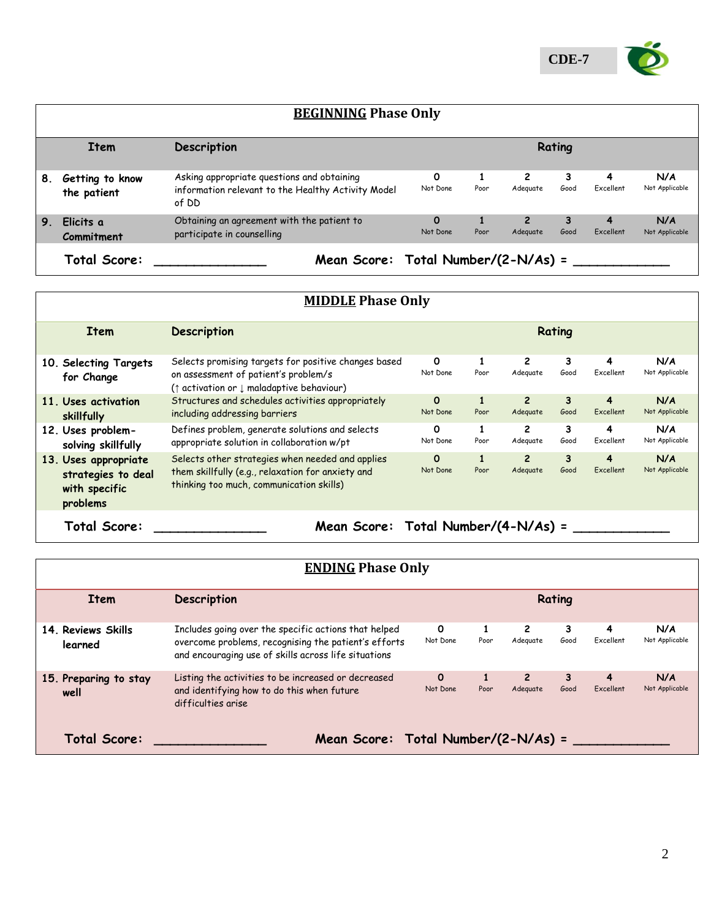CDE-7

## BEGINNING Phase Only

| Item | Description | Rating | | | | | |
|---|---|---|---|---|---|---|---|
| 8. Getting to know the patient | Asking appropriate questions and obtaining information relevant to the Healthy Activity Model of DD | 0 Not Done | 1 Poor | 2 Adequate | 3 Good | 4 Excellent | N/A Not Applicable |
| 9. Elicits a Commitment | Obtaining an agreement with the patient to participate in counselling | 0 Not Done | 1 Poor | 2 Adequate | 3 Good | 4 Excellent | N/A Not Applicable |

**Total Score:** _______________ **Mean Score: Total Number/(2-N/As) =** ____________

## MIDDLE Phase Only

| Item | Description | Rating | | | | | |
|---|---|---|---|---|---|---|---|
| 10. Selecting Targets for Change | Selects promising targets for positive changes based on assessment of patient's problem/s (↑ activation or ↓ maladaptive behaviour) | 0 Not Done | 1 Poor | 2 Adequate | 3 Good | 4 Excellent | N/A Not Applicable |
| 11. Uses activation skillfully | Structures and schedules activities appropriately including addressing barriers | 0 Not Done | 1 Poor | 2 Adequate | 3 Good | 4 Excellent | N/A Not Applicable |
| 12. Uses problem-solving skillfully | Defines problem, generate solutions and selects appropriate solution in collaboration w/pt | 0 Not Done | 1 Poor | 2 Adequate | 3 Good | 4 Excellent | N/A Not Applicable |
| 13. Uses appropriate strategies to deal with specific problems | Selects other strategies when needed and applies them skillfully (e.g., relaxation for anxiety and thinking too much, communication skills) | 0 Not Done | 1 Poor | 2 Adequate | 3 Good | 4 Excellent | N/A Not Applicable |

**Total Score:** _______________ **Mean Score: Total Number/(4-N/As) =** ____________

## ENDING Phase Only

| Item | Description | Rating | | | | | |
|---|---|---|---|---|---|---|---|
| 14. Reviews Skills learned | Includes going over the specific actions that helped overcome problems, recognising the patient's efforts and encouraging use of skills across life situations | 0 Not Done | 1 Poor | 2 Adequate | 3 Good | 4 Excellent | N/A Not Applicable |
| 15. Preparing to stay well | Listing the activities to be increased or decreased and identifying how to do this when future difficulties arise | 0 Not Done | 1 Poor | 2 Adequate | 3 Good | 4 Excellent | N/A Not Applicable |

**Total Score:** _______________ **Mean Score: Total Number/(2-N/As) =** ____________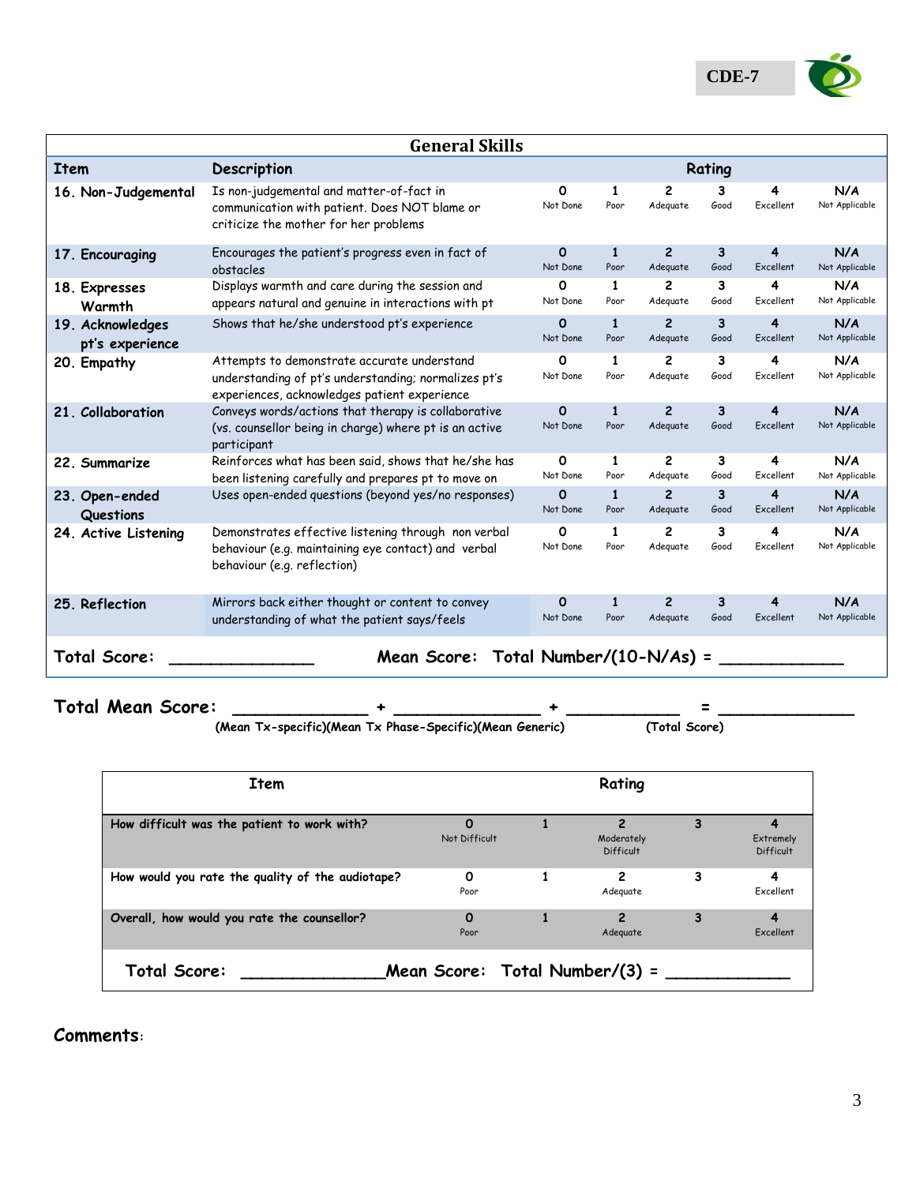CDE-7

| General Skills | | | | | | | |
|---|---|---|---|---|---|---|---|
| **Item** | **Description** | **Rating** | | | | | |
| **16. Non-Judgemental** | Is non-judgemental and matter-of-fact in communication with patient. Does NOT blame or criticize the mother for her problems | **0** Not Done | **1** Poor | **2** Adequate | **3** Good | **4** Excellent | **N/A** Not Applicable |
| **17. Encouraging** | Encourages the patient's progress even in fact of obstacles | **0** Not Done | **1** Poor | **2** Adequate | **3** Good | **4** Excellent | **N/A** Not Applicable |
| **18. Expresses Warmth** | Displays warmth and care during the session and appears natural and genuine in interactions with pt | **0** Not Done | **1** Poor | **2** Adequate | **3** Good | **4** Excellent | **N/A** Not Applicable |
| **19. Acknowledges pt's experience** | Shows that he/she understood pt's experience | **0** Not Done | **1** Poor | **2** Adequate | **3** Good | **4** Excellent | **N/A** Not Applicable |
| **20. Empathy** | Attempts to demonstrate accurate understand understanding of pt's understanding; normalizes pt's experiences, acknowledges patient experience | **0** Not Done | **1** Poor | **2** Adequate | **3** Good | **4** Excellent | **N/A** Not Applicable |
| **21. Collaboration** | Conveys words/actions that therapy is collaborative (vs. counsellor being in charge) where pt is an active participant | **0** Not Done | **1** Poor | **2** Adequate | **3** Good | **4** Excellent | **N/A** Not Applicable |
| **22. Summarize** | Reinforces what has been said, shows that he/she has been listening carefully and prepares pt to move on | **0** Not Done | **1** Poor | **2** Adequate | **3** Good | **4** Excellent | **N/A** Not Applicable |
| **23. Open-ended Questions** | Uses open-ended questions (beyond yes/no responses) | **0** Not Done | **1** Poor | **2** Adequate | **3** Good | **4** Excellent | **N/A** Not Applicable |
| **24. Active Listening** | Demonstrates effective listening through non verbal behaviour (e.g. maintaining eye contact) and verbal behaviour (e.g. reflection) | **0** Not Done | **1** Poor | **2** Adequate | **3** Good | **4** Excellent | **N/A** Not Applicable |
| **25. Reflection** | Mirrors back either thought or content to convey understanding of what the patient says/feels | **0** Not Done | **1** Poor | **2** Adequate | **3** Good | **4** Excellent | **N/A** Not Applicable |

**Total Score: _______________ Mean Score: Total Number/(10-N/As) = _____________**

**Total Mean Score: ______________ + _______________ + ____________ = ______________**
**(Mean Tx-specific)(Mean Tx Phase-Specific)(Mean Generic) (Total Score)**

| **Item** | **Rating** | | | | |
|---|---|---|---|---|---|
| **How difficult was the patient to work with?** | **0** Not Difficult | **1** | **2** Moderately Difficult | **3** | **4** Extremely Difficult |
| **How would you rate the quality of the audiotape?** | **0** Poor | **1** | **2** Adequate | **3** | **4** Excellent |
| **Overall, how would you rate the counsellor?** | **0** Poor | **1** | **2** Adequate | **3** | **4** Excellent |

**Total Score: _______________ Mean Score: Total Number/(3) = _____________**

**Comments**: